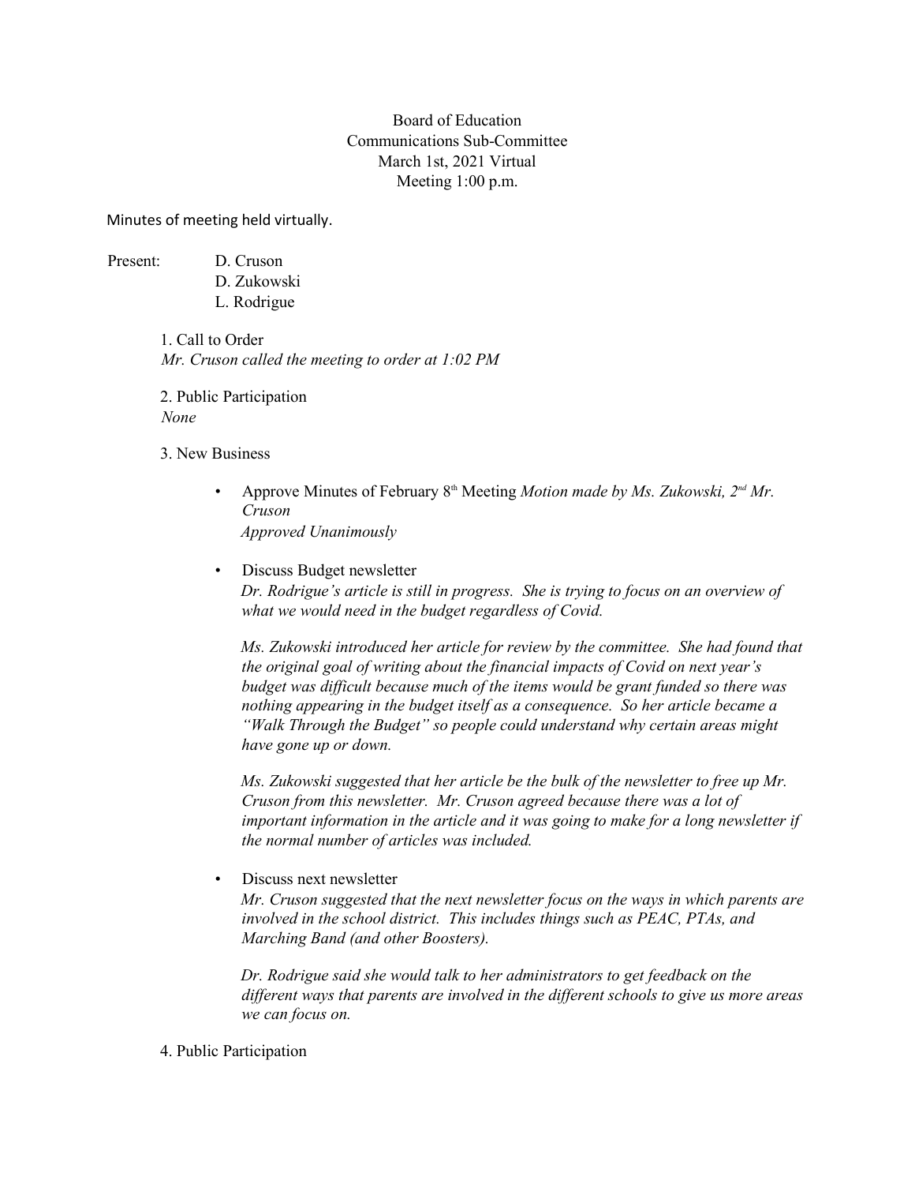Board of Education
Communications Sub-Committee
March 1st, 2021 Virtual
Meeting 1:00 p.m.

Minutes of meeting held virtually.

Present: D. Cruson
D. Zukowski
L. Rodrigue

1. Call to Order
*Mr. Cruson called the meeting to order at 1:02 PM*

2. Public Participation
*None*

3. New Business

- Approve Minutes of February 8th Meeting *Motion made by Ms. Zukowski, 2nd Mr. Cruson*
  *Approved Unanimously*

- Discuss Budget newsletter
  *Dr. Rodrigue's article is still in progress. She is trying to focus on an overview of what we would need in the budget regardless of Covid.*

  *Ms. Zukowski introduced her article for review by the committee. She had found that the original goal of writing about the financial impacts of Covid on next year's budget was difficult because much of the items would be grant funded so there was nothing appearing in the budget itself as a consequence. So her article became a "Walk Through the Budget" so people could understand why certain areas might have gone up or down.*

  *Ms. Zukowski suggested that her article be the bulk of the newsletter to free up Mr. Cruson from this newsletter. Mr. Cruson agreed because there was a lot of important information in the article and it was going to make for a long newsletter if the normal number of articles was included.*

- Discuss next newsletter
  *Mr. Cruson suggested that the next newsletter focus on the ways in which parents are involved in the school district. This includes things such as PEAC, PTAs, and Marching Band (and other Boosters).*

  *Dr. Rodrigue said she would talk to her administrators to get feedback on the different ways that parents are involved in the different schools to give us more areas we can focus on.*

4. Public Participation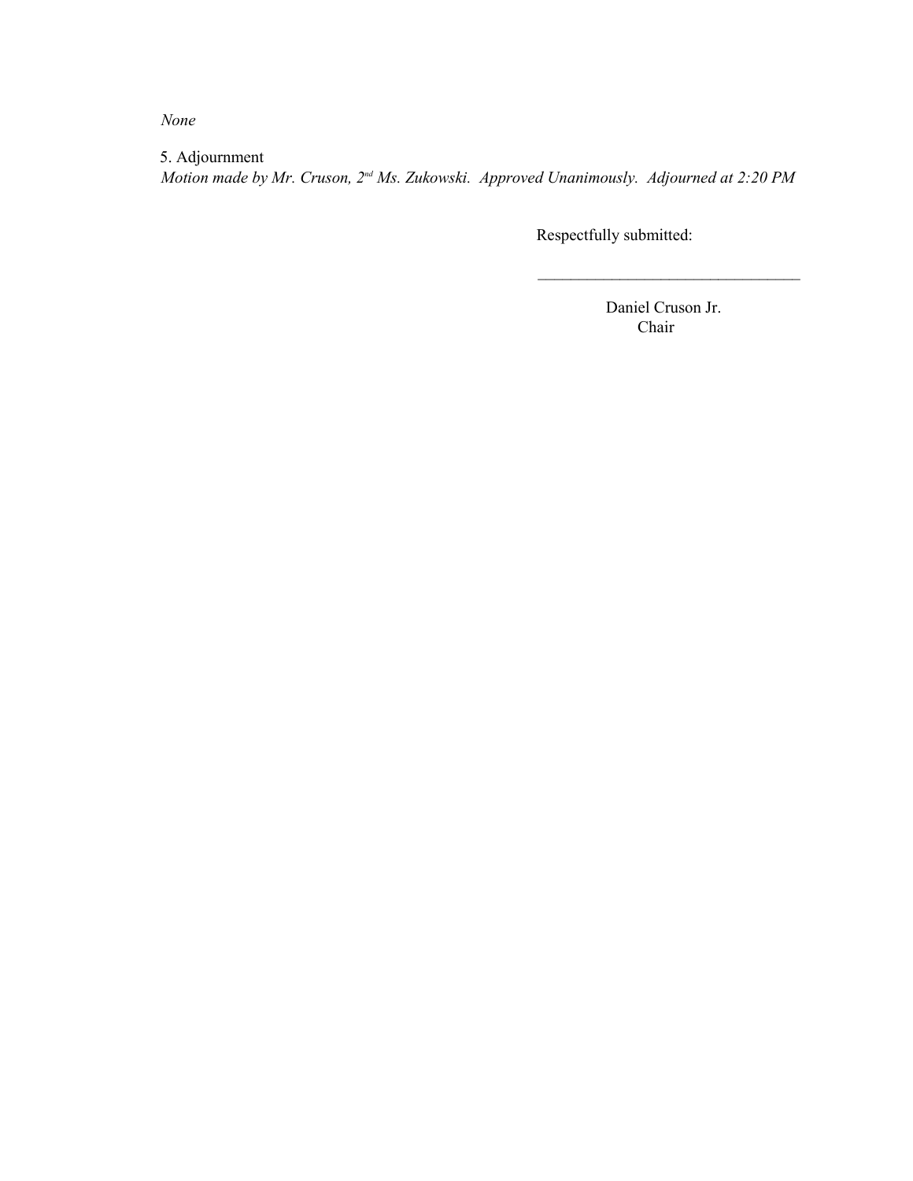*None*

5. Adjournment
*Motion made by Mr. Cruson, 2nd Ms. Zukowski. Approved Unanimously. Adjourned at 2:20 PM*

Respectfully submitted:

________________________________

Daniel Cruson Jr.
Chair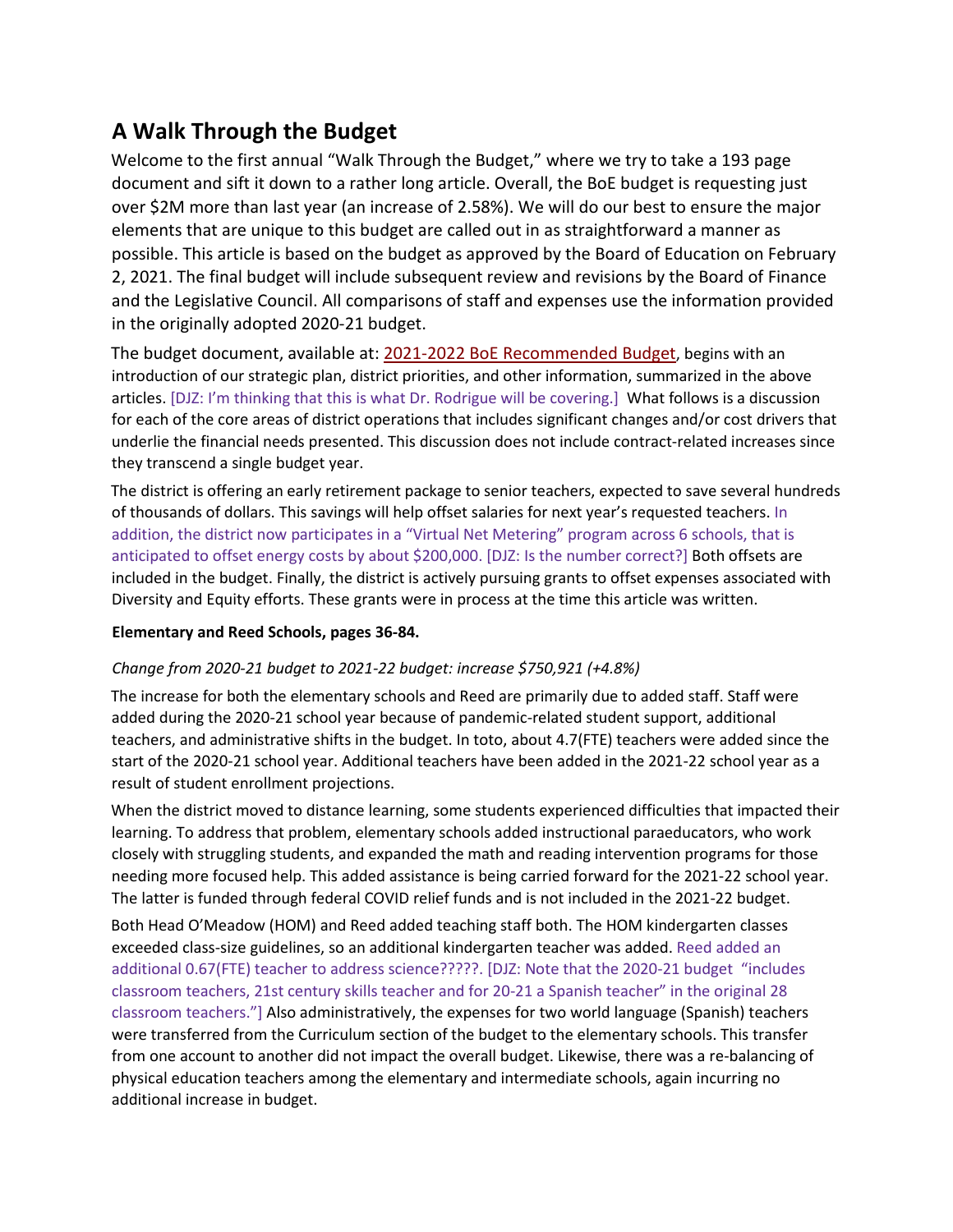## A Walk Through the Budget

Welcome to the first annual "Walk Through the Budget," where we try to take a 193 page document and sift it down to a rather long article. Overall, the BoE budget is requesting just over $2M more than last year (an increase of 2.58%). We will do our best to ensure the major elements that are unique to this budget are called out in as straightforward a manner as possible. This article is based on the budget as approved by the Board of Education on February 2, 2021. The final budget will include subsequent review and revisions by the Board of Finance and the Legislative Council. All comparisons of staff and expenses use the information provided in the originally adopted 2020-21 budget.

The budget document, available at: 2021-2022 BoE Recommended Budget, begins with an introduction of our strategic plan, district priorities, and other information, summarized in the above articles. [DJZ: I'm thinking that this is what Dr. Rodrigue will be covering.] What follows is a discussion for each of the core areas of district operations that includes significant changes and/or cost drivers that underlie the financial needs presented. This discussion does not include contract-related increases since they transcend a single budget year.

The district is offering an early retirement package to senior teachers, expected to save several hundreds of thousands of dollars. This savings will help offset salaries for next year's requested teachers. In addition, the district now participates in a "Virtual Net Metering" program across 6 schools, that is anticipated to offset energy costs by about $200,000. [DJZ: Is the number correct?] Both offsets are included in the budget. Finally, the district is actively pursuing grants to offset expenses associated with Diversity and Equity efforts. These grants were in process at the time this article was written.

**Elementary and Reed Schools, pages 36-84.**

*Change from 2020-21 budget to 2021-22 budget: increase $750,921 (+4.8%)*

The increase for both the elementary schools and Reed are primarily due to added staff. Staff were added during the 2020-21 school year because of pandemic-related student support, additional teachers, and administrative shifts in the budget. In toto, about 4.7(FTE) teachers were added since the start of the 2020-21 school year. Additional teachers have been added in the 2021-22 school year as a result of student enrollment projections.

When the district moved to distance learning, some students experienced difficulties that impacted their learning. To address that problem, elementary schools added instructional paraeducators, who work closely with struggling students, and expanded the math and reading intervention programs for those needing more focused help. This added assistance is being carried forward for the 2021-22 school year. The latter is funded through federal COVID relief funds and is not included in the 2021-22 budget.

Both Head O'Meadow (HOM) and Reed added teaching staff both. The HOM kindergarten classes exceeded class-size guidelines, so an additional kindergarten teacher was added. Reed added an additional 0.67(FTE) teacher to address science?????. [DJZ: Note that the 2020-21 budget "includes classroom teachers, 21st century skills teacher and for 20-21 a Spanish teacher" in the original 28 classroom teachers."] Also administratively, the expenses for two world language (Spanish) teachers were transferred from the Curriculum section of the budget to the elementary schools. This transfer from one account to another did not impact the overall budget. Likewise, there was a re-balancing of physical education teachers among the elementary and intermediate schools, again incurring no additional increase in budget.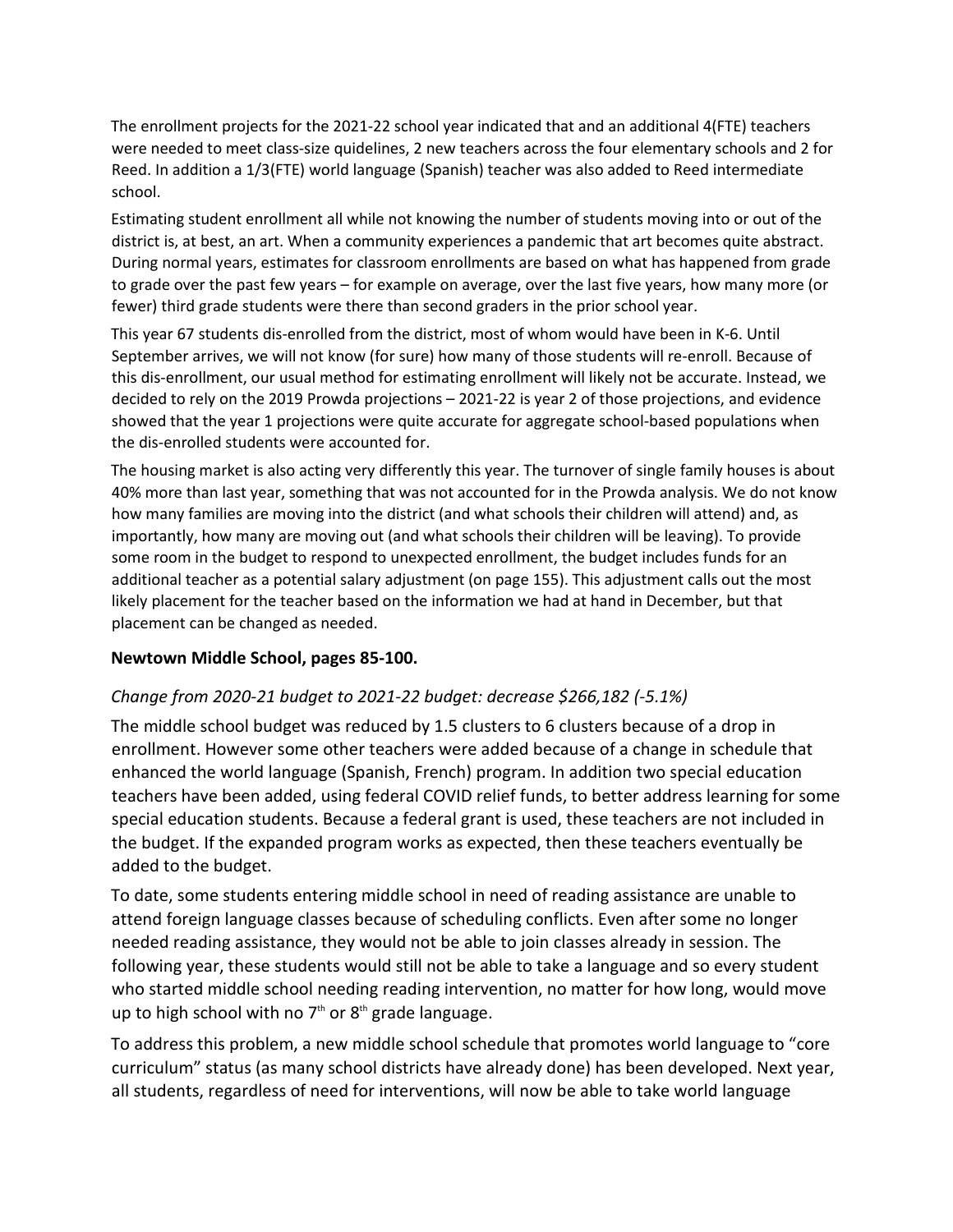The enrollment projects for the 2021-22 school year indicated that and an additional 4(FTE) teachers were needed to meet class-size quidelines, 2 new teachers across the four elementary schools and 2 for Reed. In addition a 1/3(FTE) world language (Spanish) teacher was also added to Reed intermediate school.

Estimating student enrollment all while not knowing the number of students moving into or out of the district is, at best, an art. When a community experiences a pandemic that art becomes quite abstract. During normal years, estimates for classroom enrollments are based on what has happened from grade to grade over the past few years – for example on average, over the last five years, how many more (or fewer) third grade students were there than second graders in the prior school year.

This year 67 students dis-enrolled from the district, most of whom would have been in K-6. Until September arrives, we will not know (for sure) how many of those students will re-enroll. Because of this dis-enrollment, our usual method for estimating enrollment will likely not be accurate. Instead, we decided to rely on the 2019 Prowda projections – 2021-22 is year 2 of those projections, and evidence showed that the year 1 projections were quite accurate for aggregate school-based populations when the dis-enrolled students were accounted for.

The housing market is also acting very differently this year. The turnover of single family houses is about 40% more than last year, something that was not accounted for in the Prowda analysis. We do not know how many families are moving into the district (and what schools their children will attend) and, as importantly, how many are moving out (and what schools their children will be leaving). To provide some room in the budget to respond to unexpected enrollment, the budget includes funds for an additional teacher as a potential salary adjustment (on page 155). This adjustment calls out the most likely placement for the teacher based on the information we had at hand in December, but that placement can be changed as needed.

### Newtown Middle School, pages 85-100.

*Change from 2020-21 budget to 2021-22 budget: decrease $266,182 (-5.1%)*

The middle school budget was reduced by 1.5 clusters to 6 clusters because of a drop in enrollment. However some other teachers were added because of a change in schedule that enhanced the world language (Spanish, French) program. In addition two special education teachers have been added, using federal COVID relief funds, to better address learning for some special education students. Because a federal grant is used, these teachers are not included in the budget. If the expanded program works as expected, then these teachers eventually be added to the budget.

To date, some students entering middle school in need of reading assistance are unable to attend foreign language classes because of scheduling conflicts. Even after some no longer needed reading assistance, they would not be able to join classes already in session. The following year, these students would still not be able to take a language and so every student who started middle school needing reading intervention, no matter for how long, would move up to high school with no 7th or 8th grade language.

To address this problem, a new middle school schedule that promotes world language to "core curriculum" status (as many school districts have already done) has been developed. Next year, all students, regardless of need for interventions, will now be able to take world language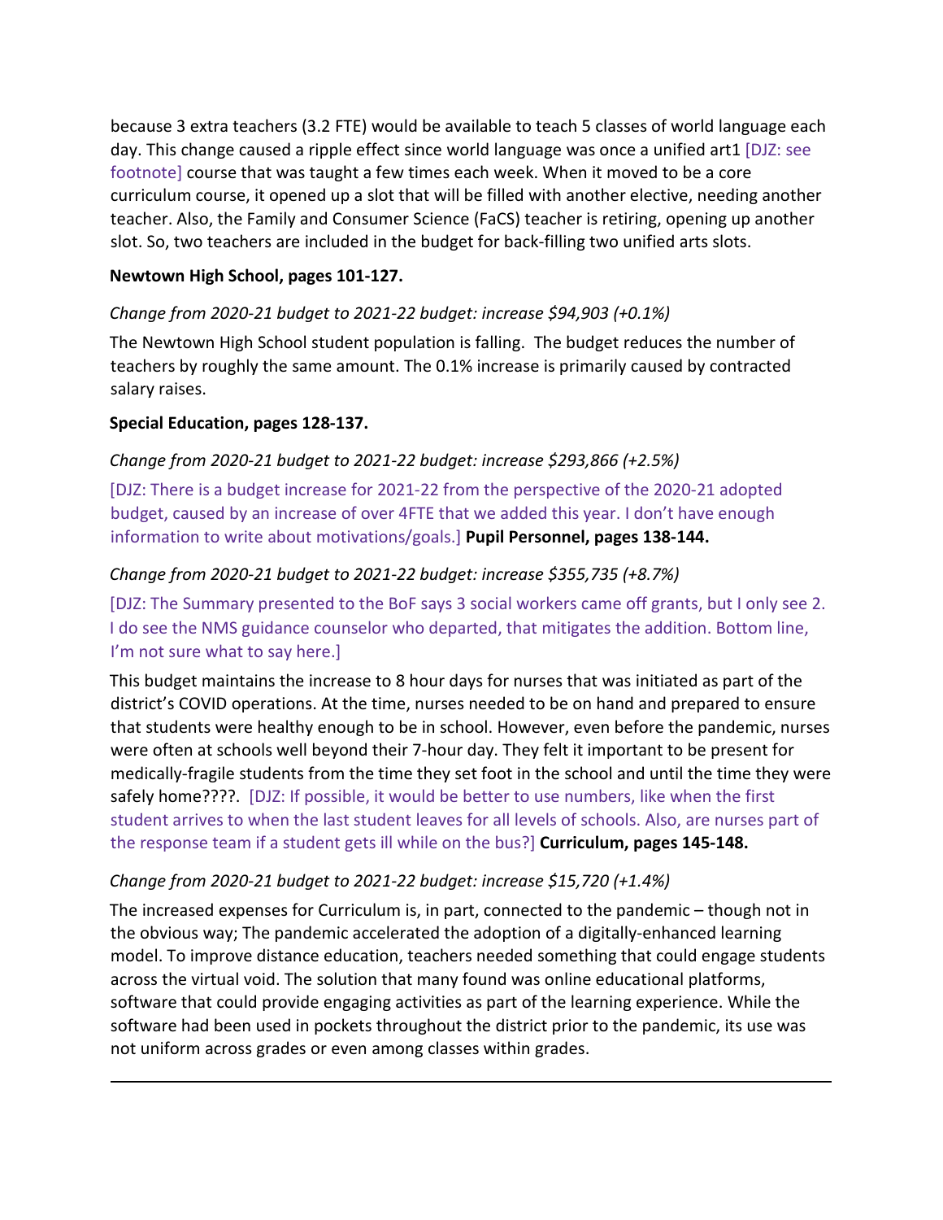because 3 extra teachers (3.2 FTE) would be available to teach 5 classes of world language each day. This change caused a ripple effect since world language was once a unified art1 [DJZ: see footnote] course that was taught a few times each week. When it moved to be a core curriculum course, it opened up a slot that will be filled with another elective, needing another teacher. Also, the Family and Consumer Science (FaCS) teacher is retiring, opening up another slot. So, two teachers are included in the budget for back-filling two unified arts slots.

**Newtown High School, pages 101-127.**

*Change from 2020-21 budget to 2021-22 budget: increase $94,903 (+0.1%)*

The Newtown High School student population is falling. The budget reduces the number of teachers by roughly the same amount. The 0.1% increase is primarily caused by contracted salary raises.

**Special Education, pages 128-137.**

*Change from 2020-21 budget to 2021-22 budget: increase $293,866 (+2.5%)*

[DJZ: There is a budget increase for 2021-22 from the perspective of the 2020-21 adopted budget, caused by an increase of over 4FTE that we added this year. I don't have enough information to write about motivations/goals.] **Pupil Personnel, pages 138-144.**

*Change from 2020-21 budget to 2021-22 budget: increase $355,735 (+8.7%)*

[DJZ: The Summary presented to the BoF says 3 social workers came off grants, but I only see 2. I do see the NMS guidance counselor who departed, that mitigates the addition. Bottom line, I'm not sure what to say here.]

This budget maintains the increase to 8 hour days for nurses that was initiated as part of the district's COVID operations. At the time, nurses needed to be on hand and prepared to ensure that students were healthy enough to be in school. However, even before the pandemic, nurses were often at schools well beyond their 7-hour day. They felt it important to be present for medically-fragile students from the time they set foot in the school and until the time they were safely home????. [DJZ: If possible, it would be better to use numbers, like when the first student arrives to when the last student leaves for all levels of schools. Also, are nurses part of the response team if a student gets ill while on the bus?] **Curriculum, pages 145-148.**

*Change from 2020-21 budget to 2021-22 budget: increase $15,720 (+1.4%)*

The increased expenses for Curriculum is, in part, connected to the pandemic – though not in the obvious way; The pandemic accelerated the adoption of a digitally-enhanced learning model. To improve distance education, teachers needed something that could engage students across the virtual void. The solution that many found was online educational platforms, software that could provide engaging activities as part of the learning experience. While the software had been used in pockets throughout the district prior to the pandemic, its use was not uniform across grades or even among classes within grades.

---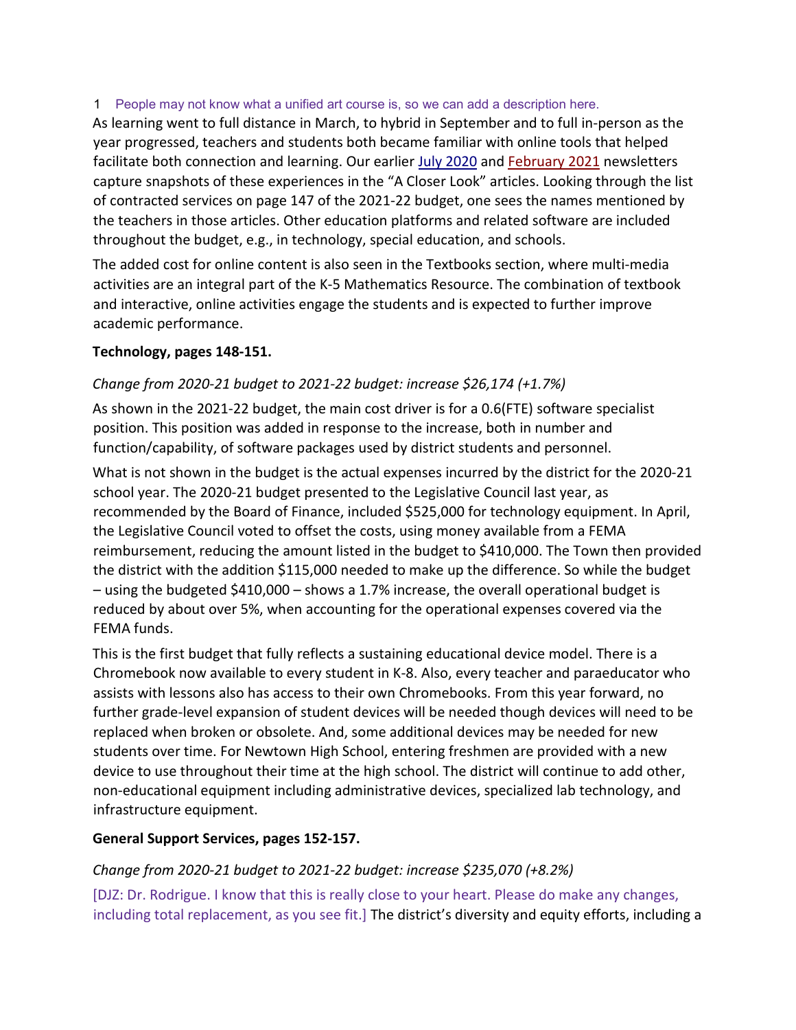1 People may not know what a unified art course is, so we can add a description here.

As learning went to full distance in March, to hybrid in September and to full in-person as the year progressed, teachers and students both became familiar with online tools that helped facilitate both connection and learning. Our earlier July 2020 and February 2021 newsletters capture snapshots of these experiences in the "A Closer Look" articles. Looking through the list of contracted services on page 147 of the 2021-22 budget, one sees the names mentioned by the teachers in those articles. Other education platforms and related software are included throughout the budget, e.g., in technology, special education, and schools.

The added cost for online content is also seen in the Textbooks section, where multi-media activities are an integral part of the K-5 Mathematics Resource. The combination of textbook and interactive, online activities engage the students and is expected to further improve academic performance.

**Technology, pages 148-151.**

*Change from 2020-21 budget to 2021-22 budget: increase $26,174 (+1.7%)*

As shown in the 2021-22 budget, the main cost driver is for a 0.6(FTE) software specialist position. This position was added in response to the increase, both in number and function/capability, of software packages used by district students and personnel.

What is not shown in the budget is the actual expenses incurred by the district for the 2020-21 school year. The 2020-21 budget presented to the Legislative Council last year, as recommended by the Board of Finance, included $525,000 for technology equipment. In April, the Legislative Council voted to offset the costs, using money available from a FEMA reimbursement, reducing the amount listed in the budget to $410,000. The Town then provided the district with the addition $115,000 needed to make up the difference. So while the budget – using the budgeted $410,000 – shows a 1.7% increase, the overall operational budget is reduced by about over 5%, when accounting for the operational expenses covered via the FEMA funds.

This is the first budget that fully reflects a sustaining educational device model. There is a Chromebook now available to every student in K-8. Also, every teacher and paraeducator who assists with lessons also has access to their own Chromebooks. From this year forward, no further grade-level expansion of student devices will be needed though devices will need to be replaced when broken or obsolete. And, some additional devices may be needed for new students over time. For Newtown High School, entering freshmen are provided with a new device to use throughout their time at the high school. The district will continue to add other, non-educational equipment including administrative devices, specialized lab technology, and infrastructure equipment.

**General Support Services, pages 152-157.**

*Change from 2020-21 budget to 2021-22 budget: increase $235,070 (+8.2%)*

[DJZ: Dr. Rodrigue. I know that this is really close to your heart. Please do make any changes, including total replacement, as you see fit.] The district's diversity and equity efforts, including a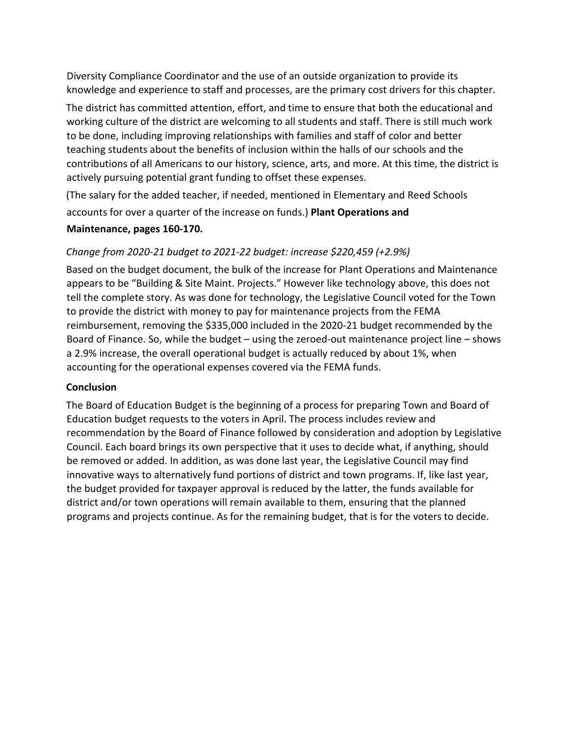Diversity Compliance Coordinator and the use of an outside organization to provide its knowledge and experience to staff and processes, are the primary cost drivers for this chapter.

The district has committed attention, effort, and time to ensure that both the educational and working culture of the district are welcoming to all students and staff. There is still much work to be done, including improving relationships with families and staff of color and better teaching students about the benefits of inclusion within the halls of our schools and the contributions of all Americans to our history, science, arts, and more. At this time, the district is actively pursuing potential grant funding to offset these expenses.

(The salary for the added teacher, if needed, mentioned in Elementary and Reed Schools accounts for over a quarter of the increase on funds.) **Plant Operations and Maintenance, pages 160-170.**

*Change from 2020-21 budget to 2021-22 budget: increase $220,459 (+2.9%)*

Based on the budget document, the bulk of the increase for Plant Operations and Maintenance appears to be "Building & Site Maint. Projects." However like technology above, this does not tell the complete story. As was done for technology, the Legislative Council voted for the Town to provide the district with money to pay for maintenance projects from the FEMA reimbursement, removing the $335,000 included in the 2020-21 budget recommended by the Board of Finance. So, while the budget – using the zeroed-out maintenance project line – shows a 2.9% increase, the overall operational budget is actually reduced by about 1%, when accounting for the operational expenses covered via the FEMA funds.

**Conclusion**

The Board of Education Budget is the beginning of a process for preparing Town and Board of Education budget requests to the voters in April. The process includes review and recommendation by the Board of Finance followed by consideration and adoption by Legislative Council. Each board brings its own perspective that it uses to decide what, if anything, should be removed or added. In addition, as was done last year, the Legislative Council may find innovative ways to alternatively fund portions of district and town programs. If, like last year, the budget provided for taxpayer approval is reduced by the latter, the funds available for district and/or town operations will remain available to them, ensuring that the planned programs and projects continue. As for the remaining budget, that is for the voters to decide.